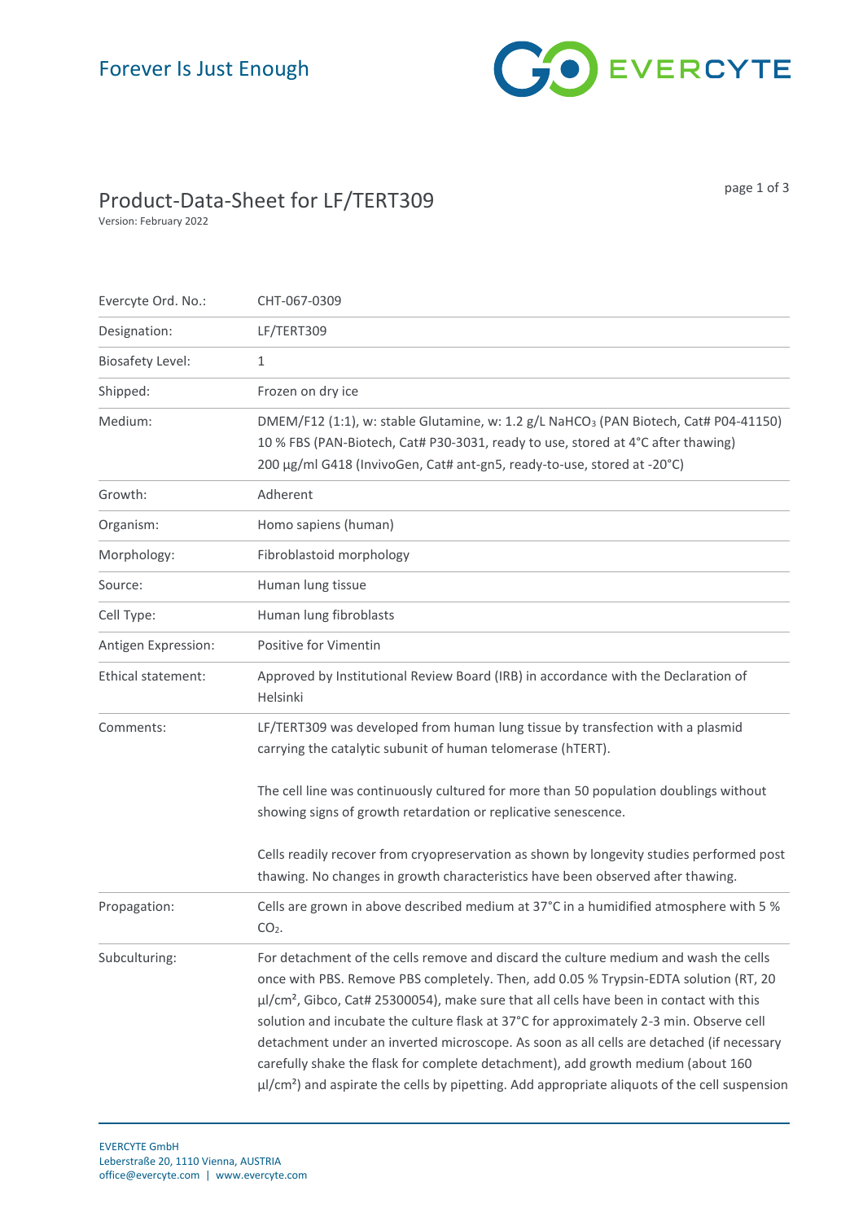Forever Is Just Enough

# Product-Data-Sheet for LF/TERT309

Version: February 2022

| | |
|---|---|
| Evercyte Ord. No.: | CHT-067-0309 |
| Designation: | LF/TERT309 |
| Biosafety Level: | 1 |
| Shipped: | Frozen on dry ice |
| Medium: | DMEM/F12 (1:1), w: stable Glutamine, w: 1.2 g/L $NaHCO_3$ (PAN Biotech, Cat# P04-41150)<br>10 % FBS (PAN-Biotech, Cat# P30-3031, ready to use, stored at 4°C after thawing)<br>200 µg/ml G418 (InvivoGen, Cat# ant-gn5, ready-to-use, stored at -20°C) |
| Growth: | Adherent |
| Organism: | Homo sapiens (human) |
| Morphology: | Fibroblastoid morphology |
| Source: | Human lung tissue |
| Cell Type: | Human lung fibroblasts |
| Antigen Expression: | Positive for Vimentin |
| Ethical statement: | Approved by Institutional Review Board (IRB) in accordance with the Declaration of Helsinki |
| Comments: | LF/TERT309 was developed from human lung tissue by transfection with a plasmid carrying the catalytic subunit of human telomerase (hTERT).<br><br>The cell line was continuously cultured for more than 50 population doublings without showing signs of growth retardation or replicative senescence.<br><br>Cells readily recover from cryopreservation as shown by longevity studies performed post thawing. No changes in growth characteristics have been observed after thawing. |
| Propagation: | Cells are grown in above described medium at 37°C in a humidified atmosphere with 5 % $CO_2$. |
| Subculturing: | For detachment of the cells remove and discard the culture medium and wash the cells once with PBS. Remove PBS completely. Then, add 0.05 % Trypsin-EDTA solution (RT, 20 µl/cm², Gibco, Cat# 25300054), make sure that all cells have been in contact with this solution and incubate the culture flask at 37°C for approximately 2-3 min. Observe cell detachment under an inverted microscope. As soon as all cells are detached (if necessary carefully shake the flask for complete detachment), add growth medium (about 160 µl/cm²) and aspirate the cells by pipetting. Add appropriate aliquots of the cell suspension |

EVERCYTE GmbH
Leberstraße 20, 1110 Vienna, AUSTRIA
office@evercyte.com | www.evercyte.com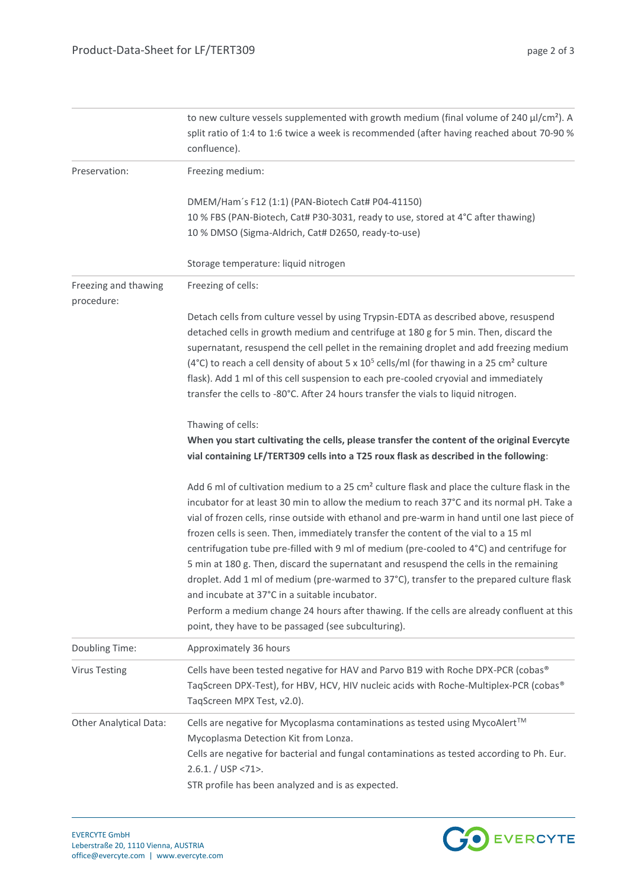| | |
|---|---|
| | to new culture vessels supplemented with growth medium (final volume of 240 µl/cm²). A split ratio of 1:4 to 1:6 twice a week is recommended (after having reached about 70-90 % confluence). |
| Preservation: | Freezing medium:<br><br>DMEM/Ham´s F12 (1:1) (PAN-Biotech Cat# P04-41150)<br>10 % FBS (PAN-Biotech, Cat# P30-3031, ready to use, stored at 4°C after thawing)<br>10 % DMSO (Sigma-Aldrich, Cat# D2650, ready-to-use)<br><br>Storage temperature: liquid nitrogen |
| Freezing and thawing procedure: | Freezing of cells:<br><br>Detach cells from culture vessel by using Trypsin-EDTA as described above, resuspend detached cells in growth medium and centrifuge at 180 g for 5 min. Then, discard the supernatant, resuspend the cell pellet in the remaining droplet and add freezing medium (4°C) to reach a cell density of about $5 \times 10^5$ cells/ml (for thawing in a 25 cm² culture flask). Add 1 ml of this cell suspension to each pre-cooled cryovial and immediately transfer the cells to -80°C. After 24 hours transfer the vials to liquid nitrogen.<br><br>Thawing of cells:<br>**When you start cultivating the cells, please transfer the content of the original Evercyte vial containing LF/TERT309 cells into a T25 roux flask as described in the following**:<br><br>Add 6 ml of cultivation medium to a 25 cm² culture flask and place the culture flask in the incubator for at least 30 min to allow the medium to reach 37°C and its normal pH. Take a vial of frozen cells, rinse outside with ethanol and pre-warm in hand until one last piece of frozen cells is seen. Then, immediately transfer the content of the vial to a 15 ml centrifugation tube pre-filled with 9 ml of medium (pre-cooled to 4°C) and centrifuge for 5 min at 180 g. Then, discard the supernatant and resuspend the cells in the remaining droplet. Add 1 ml of medium (pre-warmed to 37°C), transfer to the prepared culture flask and incubate at 37°C in a suitable incubator.<br>Perform a medium change 24 hours after thawing. If the cells are already confluent at this point, they have to be passaged (see subculturing). |
| Doubling Time: | Approximately 36 hours |
| Virus Testing | Cells have been tested negative for HAV and Parvo B19 with Roche DPX-PCR (cobas® TaqScreen DPX-Test), for HBV, HCV, HIV nucleic acids with Roche-Multiplex-PCR (cobas® TaqScreen MPX Test, v2.0). |
| Other Analytical Data: | Cells are negative for Mycoplasma contaminations as tested using MycoAlert™ Mycoplasma Detection Kit from Lonza.<br>Cells are negative for bacterial and fungal contaminations as tested according to Ph. Eur. 2.6.1. / USP <71>.<br>STR profile has been analyzed and is as expected. |

EVERCYTE GmbH
Leberstraße 20, 1110 Vienna, AUSTRIA
office@evercyte.com | www.evercyte.com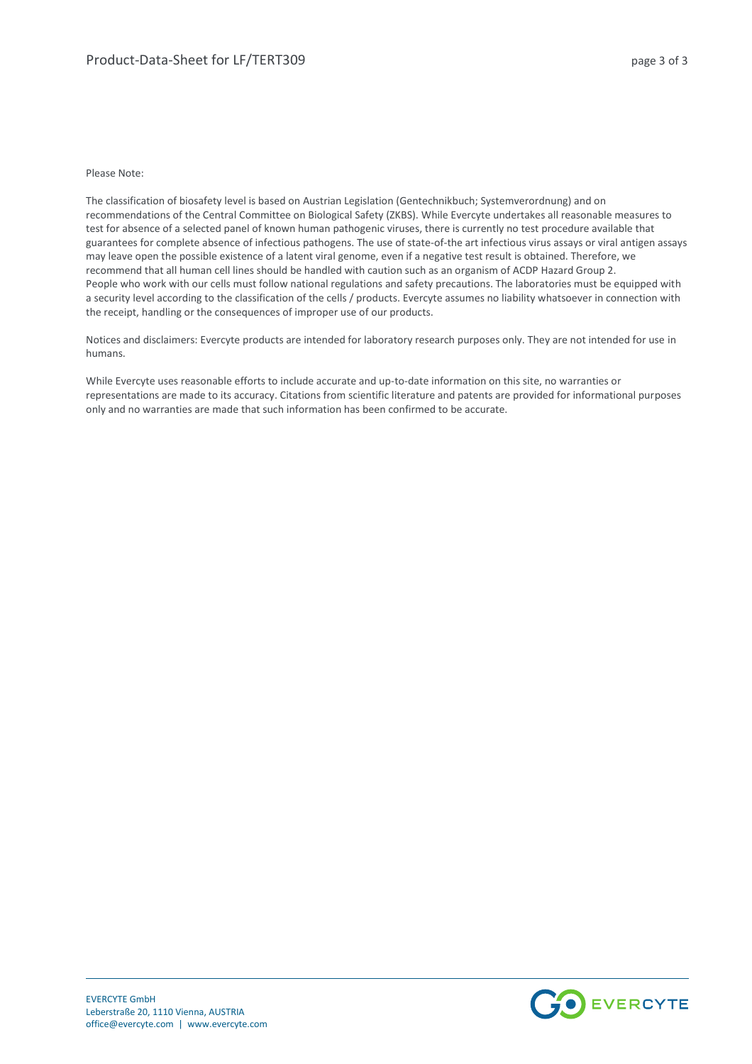Please Note:

The classification of biosafety level is based on Austrian Legislation (Gentechnikbuch; Systemverordnung) and on recommendations of the Central Committee on Biological Safety (ZKBS). While Evercyte undertakes all reasonable measures to test for absence of a selected panel of known human pathogenic viruses, there is currently no test procedure available that guarantees for complete absence of infectious pathogens. The use of state-of-the art infectious virus assays or viral antigen assays may leave open the possible existence of a latent viral genome, even if a negative test result is obtained. Therefore, we recommend that all human cell lines should be handled with caution such as an organism of ACDP Hazard Group 2. People who work with our cells must follow national regulations and safety precautions. The laboratories must be equipped with a security level according to the classification of the cells / products. Evercyte assumes no liability whatsoever in connection with the receipt, handling or the consequences of improper use of our products.

Notices and disclaimers: Evercyte products are intended for laboratory research purposes only. They are not intended for use in humans.

While Evercyte uses reasonable efforts to include accurate and up-to-date information on this site, no warranties or representations are made to its accuracy. Citations from scientific literature and patents are provided for informational purposes only and no warranties are made that such information has been confirmed to be accurate.